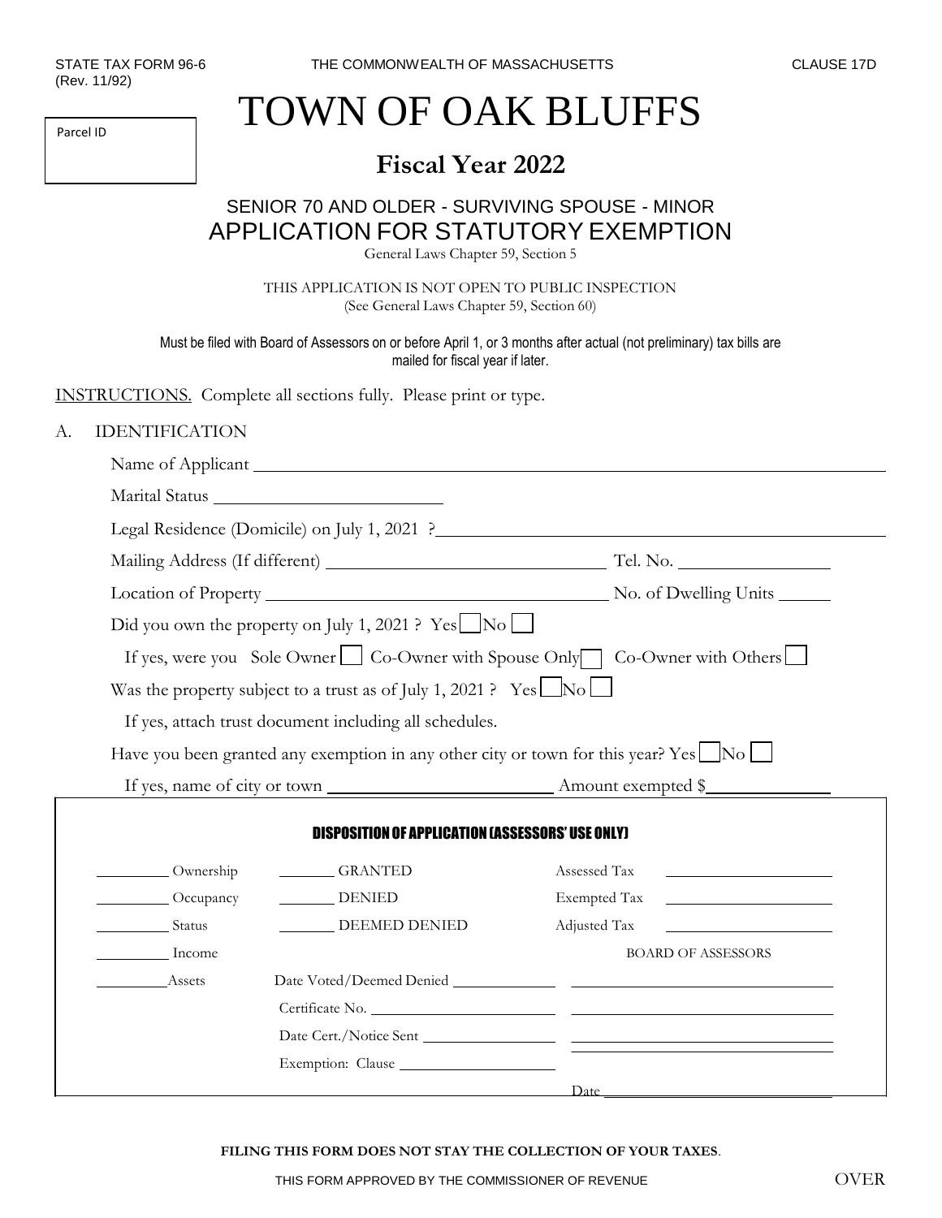STATE TAX FORM 96-6
(Rev. 11/92)

THE COMMONWEALTH OF MASSACHUSETTS

CLAUSE 17D

Parcel ID

# TOWN OF OAK BLUFFS

## Fiscal Year 2022

### SENIOR 70 AND OLDER - SURVIVING SPOUSE - MINOR
### APPLICATION FOR STATUTORY EXEMPTION

General Laws Chapter 59, Section 5

THIS APPLICATION IS NOT OPEN TO PUBLIC INSPECTION
(See General Laws Chapter 59, Section 60)

Must be filed with Board of Assessors on or before April 1, or 3 months after actual (not preliminary) tax bills are mailed for fiscal year if later.

INSTRUCTIONS. Complete all sections fully. Please print or type.

A. IDENTIFICATION

Name of Applicant ______________________________

Marital Status ______________________________

Legal Residence (Domicile) on July 1, 2021 ? ______________________________

Mailing Address (If different) ______________________________ Tel. No. ______________

Location of Property ______________________________ No. of Dwelling Units ______

Did you own the property on July 1, 2021 ? Yes ☐ No ☐

If yes, were you Sole Owner ☐ Co-Owner with Spouse Only ☐ Co-Owner with Others ☐

Was the property subject to a trust as of July 1, 2021 ? Yes ☐ No ☐

If yes, attach trust document including all schedules.

Have you been granted any exemption in any other city or town for this year? Yes ☐ No ☐

If yes, name of city or town ______________________ Amount exempted $____________

**DISPOSITION OF APPLICATION (ASSESSORS' USE ONLY)**

| | | | |
|---|---|---|---|
| ______ Ownership | ______ GRANTED | Assessed Tax | ______________ |
| ______ Occupancy | ______ DENIED | Exempted Tax | ______________ |
| ______ Status | ______ DEEMED DENIED | Adjusted Tax | ______________ |
| ______ Income | | BOARD OF ASSESSORS | |
| ______ Assets | Date Voted/Deemed Denied ______________ | ______________ | |
| | Certificate No. ______________ | ______________ | |
| | Date Cert./Notice Sent ______________ | ______________ | |
| | Exemption: Clause ______________ | ______________ | |
| | | Date ______________ | |

**FILING THIS FORM DOES NOT STAY THE COLLECTION OF YOUR TAXES**.

THIS FORM APPROVED BY THE COMMISSIONER OF REVENUE

OVER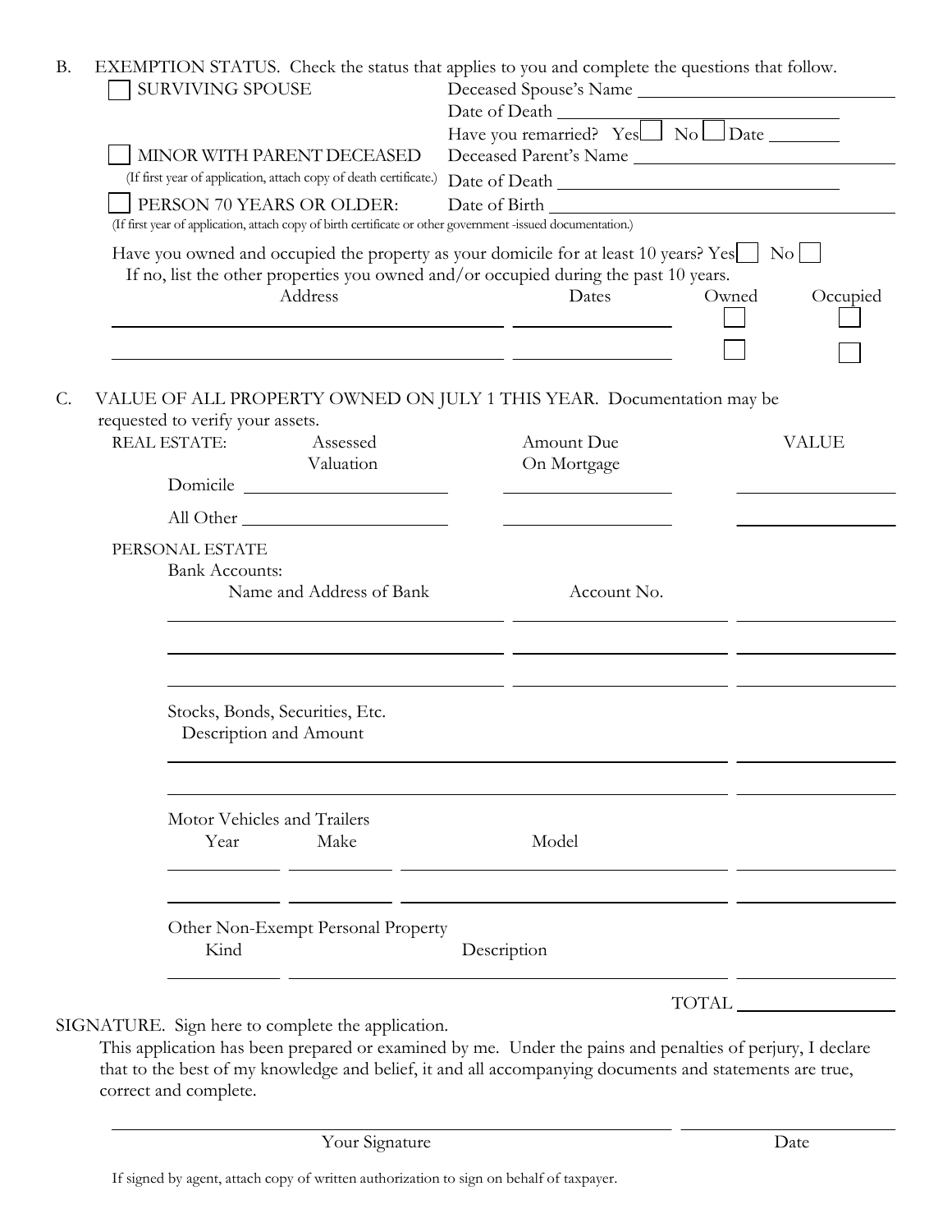B. EXEMPTION STATUS. Check the status that applies to you and complete the questions that follow.

☐ SURVIVING SPOUSE — Deceased Spouse's Name ______________________

Date of Death ______________________

Have you remarried? Yes ☐ No ☐ Date ________

☐ MINOR WITH PARENT DECEASED — Deceased Parent's Name ______________________

(If first year of application, attach copy of death certificate.) Date of Death ______________________

☐ PERSON 70 YEARS OR OLDER: Date of Birth ______________________

(If first year of application, attach copy of birth certificate or other government -issued documentation.)

Have you owned and occupied the property as your domicile for at least 10 years? Yes ☐ No ☐

If no, list the other properties you owned and/or occupied during the past 10 years.

| Address | Dates | Owned | Occupied |
|---|---|---|---|
| | | ☐ | ☐ |
| | | ☐ | ☐ |

C. VALUE OF ALL PROPERTY OWNED ON JULY 1 THIS YEAR. Documentation may be requested to verify your assets.

| REAL ESTATE: | Assessed Valuation | Amount Due On Mortgage | VALUE |
|---|---|---|---|
| Domicile | | | |
| All Other | | | |

PERSONAL ESTATE

Bank Accounts:

| Name and Address of Bank | Account No. | |
|---|---|---|
| | | |
| | | |
| | | |

Stocks, Bonds, Securities, Etc.

| Description and Amount | |
|---|---|
| | |
| | |

Motor Vehicles and Trailers

| Year | Make | Model | |
|---|---|---|---|
| | | | |
| | | | |

Other Non-Exempt Personal Property

| Kind | Description | |
|---|---|---|
| | | |

TOTAL ______________

SIGNATURE. Sign here to complete the application.

This application has been prepared or examined by me. Under the pains and penalties of perjury, I declare that to the best of my knowledge and belief, it and all accompanying documents and statements are true, correct and complete.

______________________________________ ______________

Your Signature Date

If signed by agent, attach copy of written authorization to sign on behalf of taxpayer.